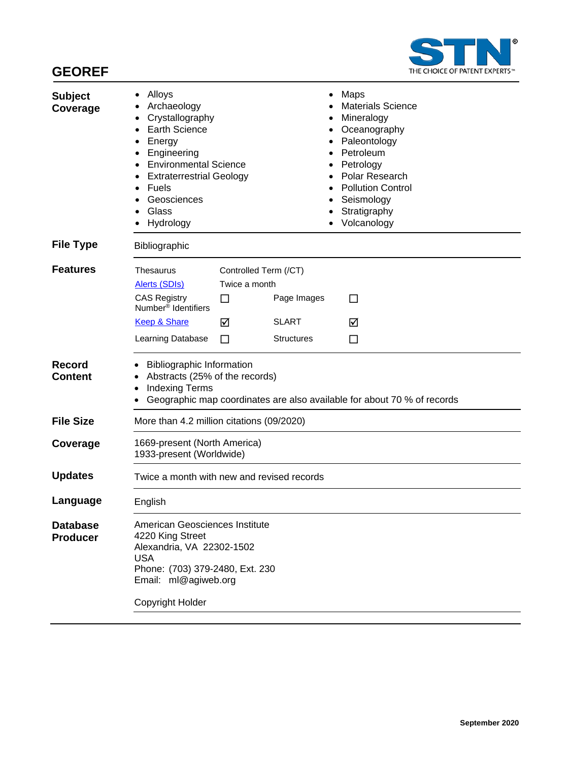# GEOREF

| | |
|---|---|
| **Subject Coverage** | • Alloys<br>• Archaeology<br>• Crystallography<br>• Earth Science<br>• Energy<br>• Engineering<br>• Environmental Science<br>• Extraterrestrial Geology<br>• Fuels<br>• Geosciences<br>• Glass<br>• Hydrology<br>• Maps<br>• Materials Science<br>• Mineralogy<br>• Oceanography<br>• Paleontology<br>• Petroleum<br>• Petrology<br>• Polar Research<br>• Pollution Control<br>• Seismology<br>• Stratigraphy<br>• Volcanology |
| **File Type** | Bibliographic |
| **Features** | See features table below |
| **Record Content** | • Bibliographic Information<br>• Abstracts (25% of the records)<br>• Indexing Terms<br>• Geographic map coordinates are also available for about 70 % of records |
| **File Size** | More than 4.2 million citations (09/2020) |
| **Coverage** | 1669-present (North America)<br>1933-present (Worldwide) |
| **Updates** | Twice a month with new and revised records |
| **Language** | English |
| **Database Producer** | American Geosciences Institute<br>4220 King Street<br>Alexandria, VA 22302-1502<br>USA<br>Phone: (703) 379-2480, Ext. 230<br>Email: ml@agiweb.org<br><br>Copyright Holder |

**Features**

| | | | |
|---|---|---|---|
| Thesaurus | Controlled Term (/CT) | | |
| Alerts (SDIs) | Twice a month | | |
| CAS Registry Number® Identifiers | ☐ | Page Images | ☐ |
| Keep & Share | ☑ | SLART | ☑ |
| Learning Database | ☐ | Structures | ☐ |

September 2020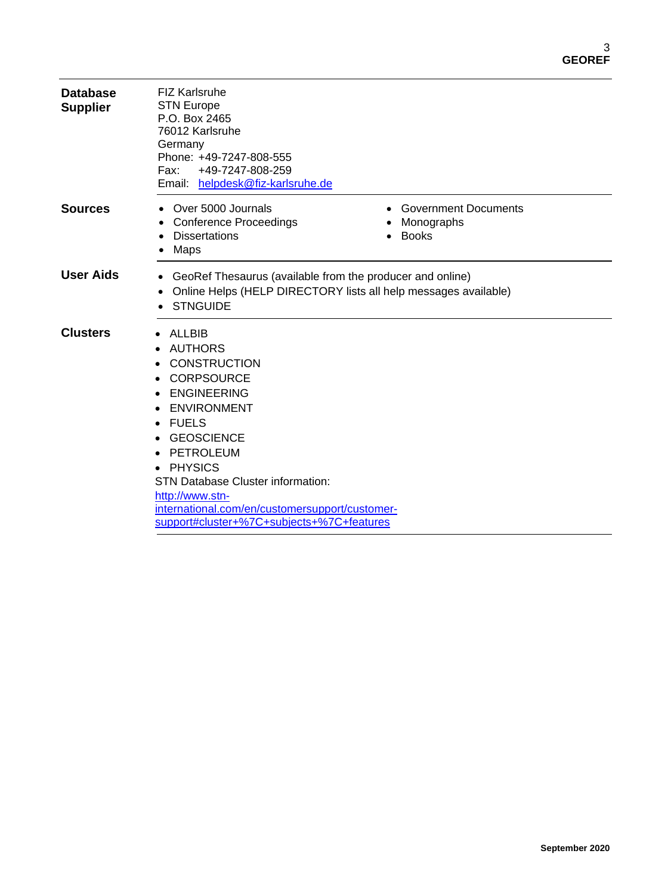| | |
|---|---|
| **Database Supplier** | FIZ Karlsruhe<br>STN Europe<br>P.O. Box 2465<br>76012 Karlsruhe<br>Germany<br>Phone: +49-7247-808-555<br>Fax: +49-7247-808-259<br>Email: [helpdesk@fiz-karlsruhe.de](mailto:helpdesk@fiz-karlsruhe.de) |
| **Sources** | • Over 5000 Journals<br>• Conference Proceedings<br>• Dissertations<br>• Maps<br>• Government Documents<br>• Monographs<br>• Books |
| **User Aids** | • GeoRef Thesaurus (available from the producer and online)<br>• Online Helps (HELP DIRECTORY lists all help messages available)<br>• STNGUIDE |
| **Clusters** | • ALLBIB<br>• AUTHORS<br>• CONSTRUCTION<br>• CORPSOURCE<br>• ENGINEERING<br>• ENVIRONMENT<br>• FUELS<br>• GEOSCIENCE<br>• PETROLEUM<br>• PHYSICS<br>STN Database Cluster information:<br>[http://www.stn-international.com/en/customersupport/customer-support#cluster+%7C+subjects+%7C+features](http://www.stn-international.com/en/customersupport/customer-support#cluster+%7C+subjects+%7C+features) |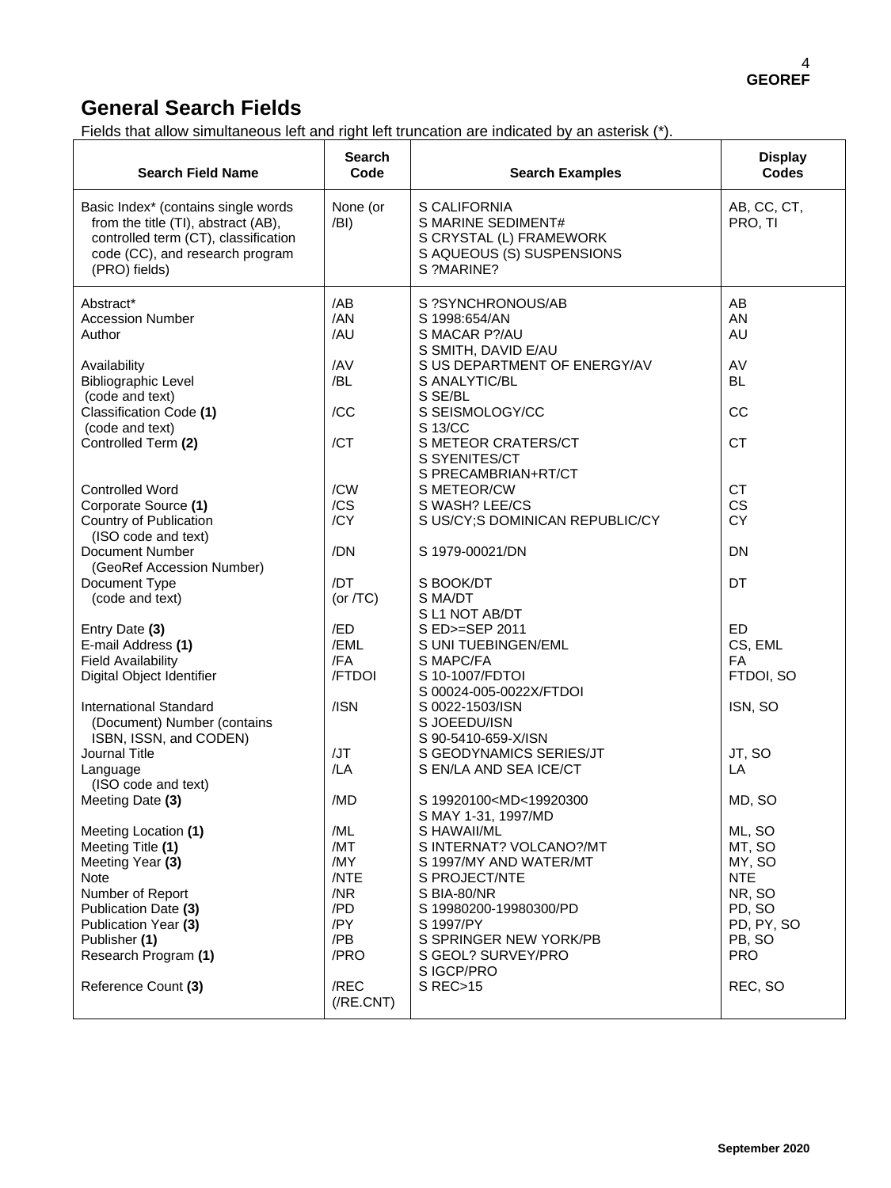## General Search Fields

Fields that allow simultaneous left and right left truncation are indicated by an asterisk (*).

| Search Field Name | Search Code | Search Examples | Display Codes |
|---|---|---|---|
| Basic Index* (contains single words from the title (TI), abstract (AB), controlled term (CT), classification code (CC), and research program (PRO) fields) | None (or /BI) | S CALIFORNIA<br>S MARINE SEDIMENT#<br>S CRYSTAL (L) FRAMEWORK<br>S AQUEOUS (S) SUSPENSIONS<br>S ?MARINE? | AB, CC, CT, PRO, TI |
| Abstract* | /AB | S ?SYNCHRONOUS/AB | AB |
| Accession Number | /AN | S 1998:654/AN | AN |
| Author | /AU | S MACAR P?/AU<br>S SMITH, DAVID E/AU | AU |
| Availability | /AV | S US DEPARTMENT OF ENERGY/AV | AV |
| Bibliographic Level (code and text) | /BL | S ANALYTIC/BL<br>S SE/BL | BL |
| Classification Code **(1)** (code and text) | /CC | S SEISMOLOGY/CC<br>S 13/CC | CC |
| Controlled Term **(2)** | /CT | S METEOR CRATERS/CT<br>S SYENITES/CT<br>S PRECAMBRIAN+RT/CT | CT |
| Controlled Word | /CW | S METEOR/CW | CT |
| Corporate Source **(1)** | /CS | S WASH? LEE/CS | CS |
| Country of Publication (ISO code and text) | /CY | S US/CY;S DOMINICAN REPUBLIC/CY | CY |
| Document Number (GeoRef Accession Number) | /DN | S 1979-00021/DN | DN |
| Document Type (code and text) | /DT (or /TC) | S BOOK/DT<br>S MA/DT<br>S L1 NOT AB/DT | DT |
| Entry Date **(3)** | /ED | S ED>=SEP 2011 | ED |
| E-mail Address **(1)** | /EML | S UNI TUEBINGEN/EML | CS, EML |
| Field Availability | /FA | S MAPC/FA | FA |
| Digital Object Identifier | /FTDOI | S 10-1007/FDTOI<br>S 00024-005-0022X/FTDOI | FTDOI, SO |
| International Standard (Document) Number (contains ISBN, ISSN, and CODEN) | /ISN | S 0022-1503/ISN<br>S JOEEDU/ISN<br>S 90-5410-659-X/ISN | ISN, SO |
| Journal Title | /JT | S GEODYNAMICS SERIES/JT | JT, SO |
| Language (ISO code and text) | /LA | S EN/LA AND SEA ICE/CT | LA |
| Meeting Date **(3)** | /MD | S 19920100<MD<19920300<br>S MAY 1-31, 1997/MD | MD, SO |
| Meeting Location **(1)** | /ML | S HAWAII/ML | ML, SO |
| Meeting Title **(1)** | /MT | S INTERNAT? VOLCANO?/MT | MT, SO |
| Meeting Year **(3)** | /MY | S 1997/MY AND WATER/MT | MY, SO |
| Note | /NTE | S PROJECT/NTE | NTE |
| Number of Report | /NR | S BIA-80/NR | NR, SO |
| Publication Date **(3)** | /PD | S 19980200-19980300/PD | PD, SO |
| Publication Year **(3)** | /PY | S 1997/PY | PD, PY, SO |
| Publisher **(1)** | /PB | S SPRINGER NEW YORK/PB | PB, SO |
| Research Program **(1)** | /PRO | S GEOL? SURVEY/PRO<br>S IGCP/PRO | PRO |
| Reference Count **(3)** | /REC (/RE.CNT) | S REC>15 | REC, SO |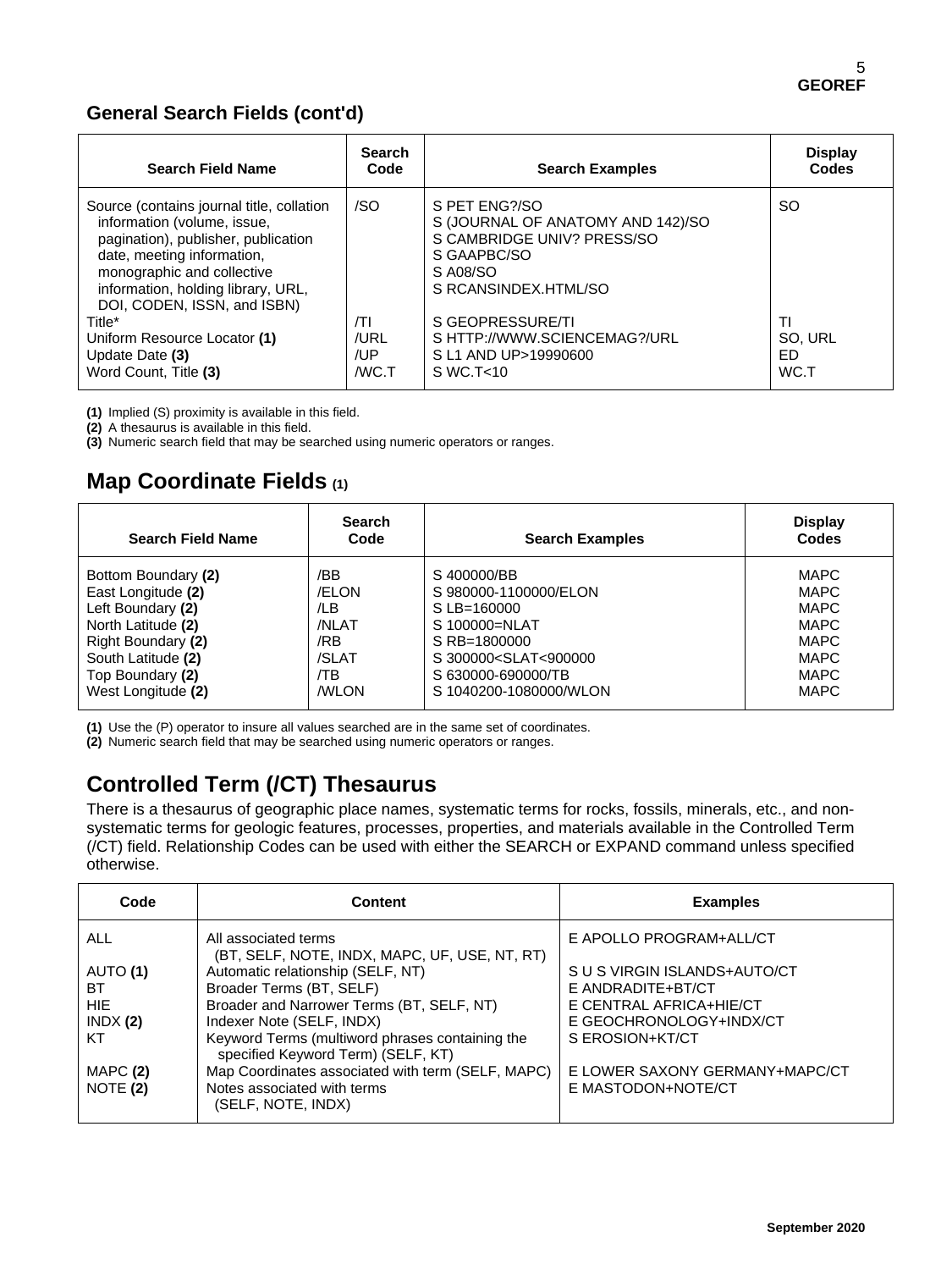## General Search Fields (cont'd)

| Search Field Name | Search Code | Search Examples | Display Codes |
|---|---|---|---|
| Source (contains journal title, collation information (volume, issue, pagination), publisher, publication date, meeting information, monographic and collective information, holding library, URL, DOI, CODEN, ISSN, and ISBN) | /SO | S PET ENG?/SO<br>S (JOURNAL OF ANATOMY AND 142)/SO<br>S CAMBRIDGE UNIV? PRESS/SO<br>S GAAPBC/SO<br>S A08/SO<br>S RCANSINDEX.HTML/SO | SO |
| Title* | /TI | S GEOPRESSURE/TI | TI |
| Uniform Resource Locator **(1)** | /URL | S HTTP://WWW.SCIENCEMAG?/URL | SO, URL |
| Update Date **(3)** | /UP | S L1 AND UP>19990600 | ED |
| Word Count, Title **(3)** | /WC.T | S WC.T<10 | WC.T |

**(1)** Implied (S) proximity is available in this field.
**(2)** A thesaurus is available in this field.
**(3)** Numeric search field that may be searched using numeric operators or ranges.

## Map Coordinate Fields (1)

| Search Field Name | Search Code | Search Examples | Display Codes |
|---|---|---|---|
| Bottom Boundary **(2)** | /BB | S 400000/BB | MAPC |
| East Longitude **(2)** | /ELON | S 980000-1100000/ELON | MAPC |
| Left Boundary **(2)** | /LB | S LB=160000 | MAPC |
| North Latitude **(2)** | /NLAT | S 100000=NLAT | MAPC |
| Right Boundary **(2)** | /RB | S RB=1800000 | MAPC |
| South Latitude **(2)** | /SLAT | S 300000<SLAT<900000 | MAPC |
| Top Boundary **(2)** | /TB | S 630000-690000/TB | MAPC |
| West Longitude **(2)** | /WLON | S 1040200-1080000/WLON | MAPC |

**(1)** Use the (P) operator to insure all values searched are in the same set of coordinates.
**(2)** Numeric search field that may be searched using numeric operators or ranges.

## Controlled Term (/CT) Thesaurus

There is a thesaurus of geographic place names, systematic terms for rocks, fossils, minerals, etc., and non-systematic terms for geologic features, processes, properties, and materials available in the Controlled Term (/CT) field. Relationship Codes can be used with either the SEARCH or EXPAND command unless specified otherwise.

| Code | Content | Examples |
|---|---|---|
| ALL | All associated terms (BT, SELF, NOTE, INDX, MAPC, UF, USE, NT, RT) | E APOLLO PROGRAM+ALL/CT |
| AUTO **(1)** | Automatic relationship (SELF, NT) | S U S VIRGIN ISLANDS+AUTO/CT |
| BT | Broader Terms (BT, SELF) | E ANDRADITE+BT/CT |
| HIE | Broader and Narrower Terms (BT, SELF, NT) | E CENTRAL AFRICA+HIE/CT |
| INDX **(2)** | Indexer Note (SELF, INDX) | E GEOCHRONOLOGY+INDX/CT |
| KT | Keyword Terms (multiword phrases containing the specified Keyword Term) (SELF, KT) | S EROSION+KT/CT |
| MAPC **(2)** | Map Coordinates associated with term (SELF, MAPC) | E LOWER SAXONY GERMANY+MAPC/CT |
| NOTE **(2)** | Notes associated with terms (SELF, NOTE, INDX) | E MASTODON+NOTE/CT |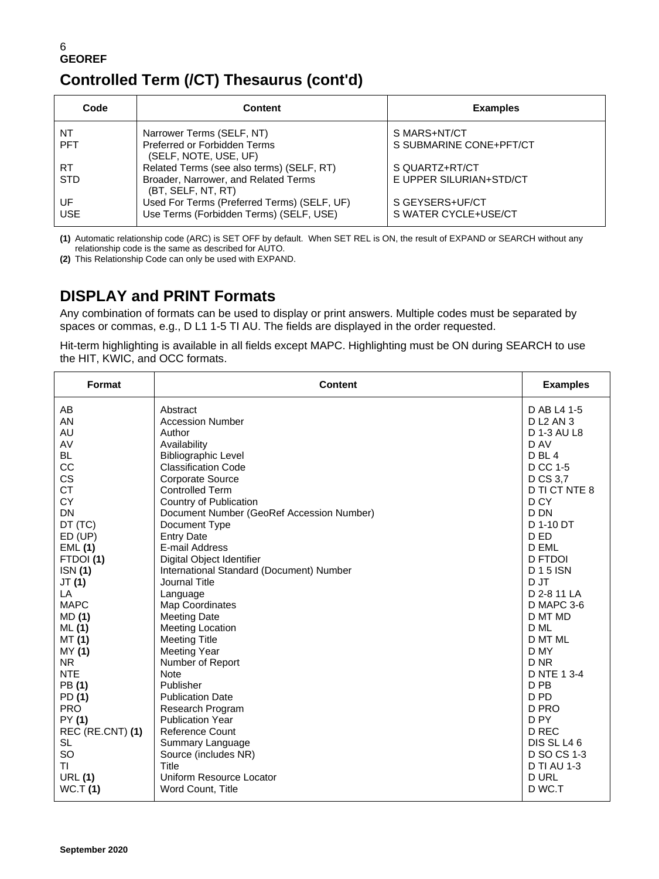## Controlled Term (/CT) Thesaurus (cont'd)

| Code | Content | Examples |
|---|---|---|
| NT | Narrower Terms (SELF, NT) | S MARS+NT/CT |
| PFT | Preferred or Forbidden Terms (SELF, NOTE, USE, UF) | S SUBMARINE CONE+PFT/CT |
| RT | Related Terms (see also terms) (SELF, RT) | S QUARTZ+RT/CT |
| STD | Broader, Narrower, and Related Terms (BT, SELF, NT, RT) | E UPPER SILURIAN+STD/CT |
| UF | Used For Terms (Preferred Terms) (SELF, UF) | S GEYSERS+UF/CT |
| USE | Use Terms (Forbidden Terms) (SELF, USE) | S WATER CYCLE+USE/CT |

**(1)** Automatic relationship code (ARC) is SET OFF by default. When SET REL is ON, the result of EXPAND or SEARCH without any relationship code is the same as described for AUTO.

**(2)** This Relationship Code can only be used with EXPAND.

## DISPLAY and PRINT Formats

Any combination of formats can be used to display or print answers. Multiple codes must be separated by spaces or commas, e.g., D L1 1-5 TI AU. The fields are displayed in the order requested.

Hit-term highlighting is available in all fields except MAPC. Highlighting must be ON during SEARCH to use the HIT, KWIC, and OCC formats.

| Format | Content | Examples |
|---|---|---|
| AB | Abstract | D AB L4 1-5 |
| AN | Accession Number | D L2 AN 3 |
| AU | Author | D 1-3 AU L8 |
| AV | Availability | D AV |
| BL | Bibliographic Level | D BL 4 |
| CC | Classification Code | D CC 1-5 |
| CS | Corporate Source | D CS 3,7 |
| CT | Controlled Term | D TI CT NTE 8 |
| CY | Country of Publication | D CY |
| DN | Document Number (GeoRef Accession Number) | D DN |
| DT (TC) | Document Type | D 1-10 DT |
| ED (UP) | Entry Date | D ED |
| EML **(1)** | E-mail Address | D EML |
| FTDOI **(1)** | Digital Object Identifier | D FTDOI |
| ISN **(1)** | International Standard (Document) Number | D 1 5 ISN |
| JT **(1)** | Journal Title | D JT |
| LA | Language | D 2-8 11 LA |
| MAPC | Map Coordinates | D MAPC 3-6 |
| MD **(1)** | Meeting Date | D MT MD |
| ML **(1)** | Meeting Location | D ML |
| MT **(1)** | Meeting Title | D MT ML |
| MY **(1)** | Meeting Year | D MY |
| NR | Number of Report | D NR |
| NTE | Note | D NTE 1 3-4 |
| PB **(1)** | Publisher | D PB |
| PD **(1)** | Publication Date | D PD |
| PRO | Research Program | D PRO |
| PY **(1)** | Publication Year | D PY |
| REC (RE.CNT) **(1)** | Reference Count | D REC |
| SL | Summary Language | DIS SL L4 6 |
| SO | Source (includes NR) | D SO CS 1-3 |
| TI | Title | D TI AU 1-3 |
| URL **(1)** | Uniform Resource Locator | D URL |
| WC.T **(1)** | Word Count, Title | D WC.T |

September 2020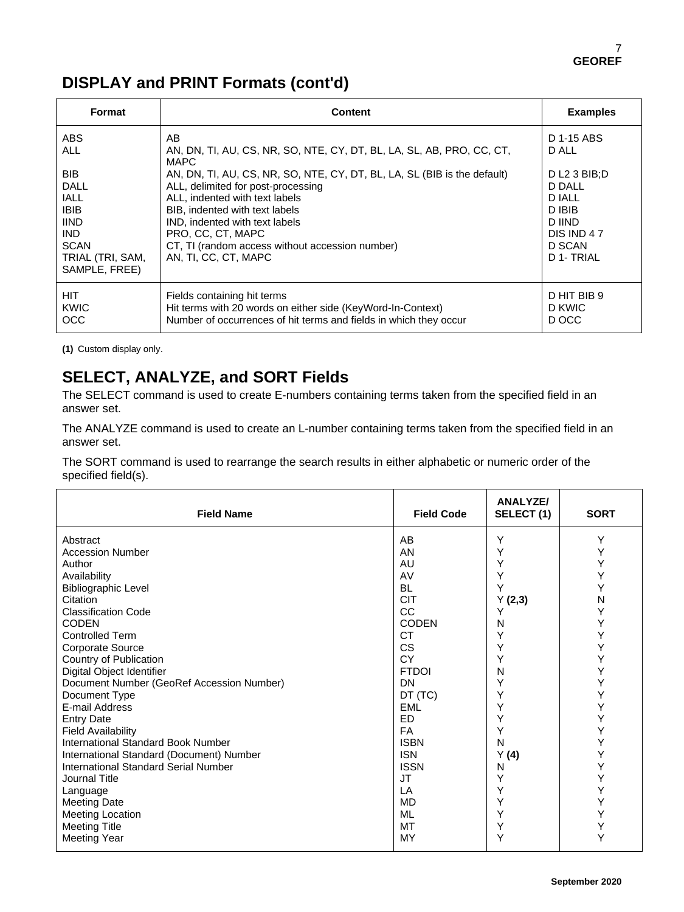## DISPLAY and PRINT Formats (cont'd)

| Format | Content | Examples |
|---|---|---|
| ABS | AB | D 1-15 ABS |
| ALL | AN, DN, TI, AU, CS, NR, SO, NTE, CY, DT, BL, LA, SL, AB, PRO, CC, CT, MAPC | D ALL |
| BIB | AN, DN, TI, AU, CS, NR, SO, NTE, CY, DT, BL, LA, SL (BIB is the default) | D L2 3 BIB;D |
| DALL | ALL, delimited for post-processing | D DALL |
| IALL | ALL, indented with text labels | D IALL |
| IBIB | BIB, indented with text labels | D IBIB |
| IIND | IND, indented with text labels | D IIND |
| IND | PRO, CC, CT, MAPC | DIS IND 4 7 |
| SCAN | CT, TI (random access without accession number) | D SCAN |
| TRIAL (TRI, SAM, SAMPLE, FREE) | AN, TI, CC, CT, MAPC | D 1- TRIAL |
| HIT | Fields containing hit terms | D HIT BIB 9 |
| KWIC | Hit terms with 20 words on either side (KeyWord-In-Context) | D KWIC |
| OCC | Number of occurrences of hit terms and fields in which they occur | D OCC |

**(1)** Custom display only.

## SELECT, ANALYZE, and SORT Fields

The SELECT command is used to create E-numbers containing terms taken from the specified field in an answer set.

The ANALYZE command is used to create an L-number containing terms taken from the specified field in an answer set.

The SORT command is used to rearrange the search results in either alphabetic or numeric order of the specified field(s).

| Field Name | Field Code | ANALYZE/ SELECT (1) | SORT |
|---|---|---|---|
| Abstract | AB | Y | Y |
| Accession Number | AN | Y | Y |
| Author | AU | Y | Y |
| Availability | AV | Y | Y |
| Bibliographic Level | BL | Y | Y |
| Citation | CIT | Y **(2,3)** | N |
| Classification Code | CC | Y | Y |
| CODEN | CODEN | N | Y |
| Controlled Term | CT | Y | Y |
| Corporate Source | CS | Y | Y |
| Country of Publication | CY | Y | Y |
| Digital Object Identifier | FTDOI | N | Y |
| Document Number (GeoRef Accession Number) | DN | Y | Y |
| Document Type | DT (TC) | Y | Y |
| E-mail Address | EML | Y | Y |
| Entry Date | ED | Y | Y |
| Field Availability | FA | Y | Y |
| International Standard Book Number | ISBN | N | Y |
| International Standard (Document) Number | ISN | Y **(4)** | Y |
| International Standard Serial Number | ISSN | N | Y |
| Journal Title | JT | Y | Y |
| Language | LA | Y | Y |
| Meeting Date | MD | Y | Y |
| Meeting Location | ML | Y | Y |
| Meeting Title | MT | Y | Y |
| Meeting Year | MY | Y | Y |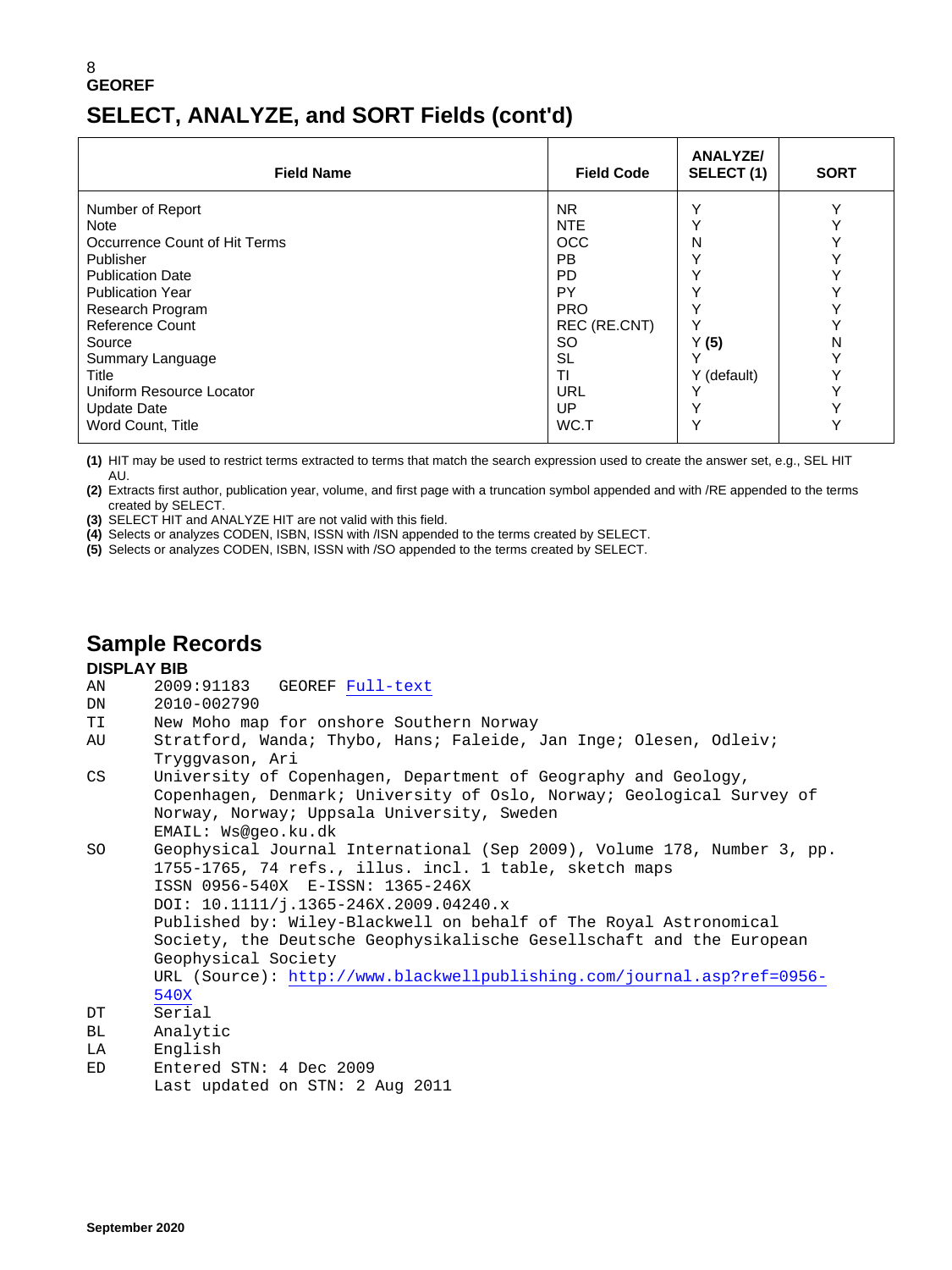## SELECT, ANALYZE, and SORT Fields (cont'd)

| Field Name | Field Code | ANALYZE/ SELECT (1) | SORT |
|---|---|---|---|
| Number of Report | NR | Y | Y |
| Note | NTE | Y | Y |
| Occurrence Count of Hit Terms | OCC | N | Y |
| Publisher | PB | Y | Y |
| Publication Date | PD | Y | Y |
| Publication Year | PY | Y | Y |
| Research Program | PRO | Y | Y |
| Reference Count | REC (RE.CNT) | Y | Y |
| Source | SO | Y **(5)** | N |
| Summary Language | SL | Y | Y |
| Title | TI | Y (default) | Y |
| Uniform Resource Locator | URL | Y | Y |
| Update Date | UP | Y | Y |
| Word Count, Title | WC.T | Y | Y |

**(1)** HIT may be used to restrict terms extracted to terms that match the search expression used to create the answer set, e.g., SEL HIT AU.
**(2)** Extracts first author, publication year, volume, and first page with a truncation symbol appended and with /RE appended to the terms created by SELECT.
**(3)** SELECT HIT and ANALYZE HIT are not valid with this field.
**(4)** Selects or analyzes CODEN, ISBN, ISSN with /ISN appended to the terms created by SELECT.
**(5)** Selects or analyzes CODEN, ISBN, ISSN with /SO appended to the terms created by SELECT.

## Sample Records

**DISPLAY BIB**

```
AN     2009:91183   GEOREF Full-text
DN     2010-002790
TI     New Moho map for onshore Southern Norway
AU     Stratford, Wanda; Thybo, Hans; Faleide, Jan Inge; Olesen, Odleiv;
       Tryggvason, Ari
CS     University of Copenhagen, Department of Geography and Geology,
       Copenhagen, Denmark; University of Oslo, Norway; Geological Survey of
       Norway, Norway; Uppsala University, Sweden
       EMAIL: Ws@geo.ku.dk
SO     Geophysical Journal International (Sep 2009), Volume 178, Number 3, pp.
       1755-1765, 74 refs., illus. incl. 1 table, sketch maps
       ISSN 0956-540X  E-ISSN: 1365-246X
       DOI: 10.1111/j.1365-246X.2009.04240.x
       Published by: Wiley-Blackwell on behalf of The Royal Astronomical
       Society, the Deutsche Geophysikalische Gesellschaft and the European
       Geophysical Society
       URL (Source): http://www.blackwellpublishing.com/journal.asp?ref=0956-
       540X
DT     Serial
BL     Analytic
LA     English
ED     Entered STN: 4 Dec 2009
       Last updated on STN: 2 Aug 2011
```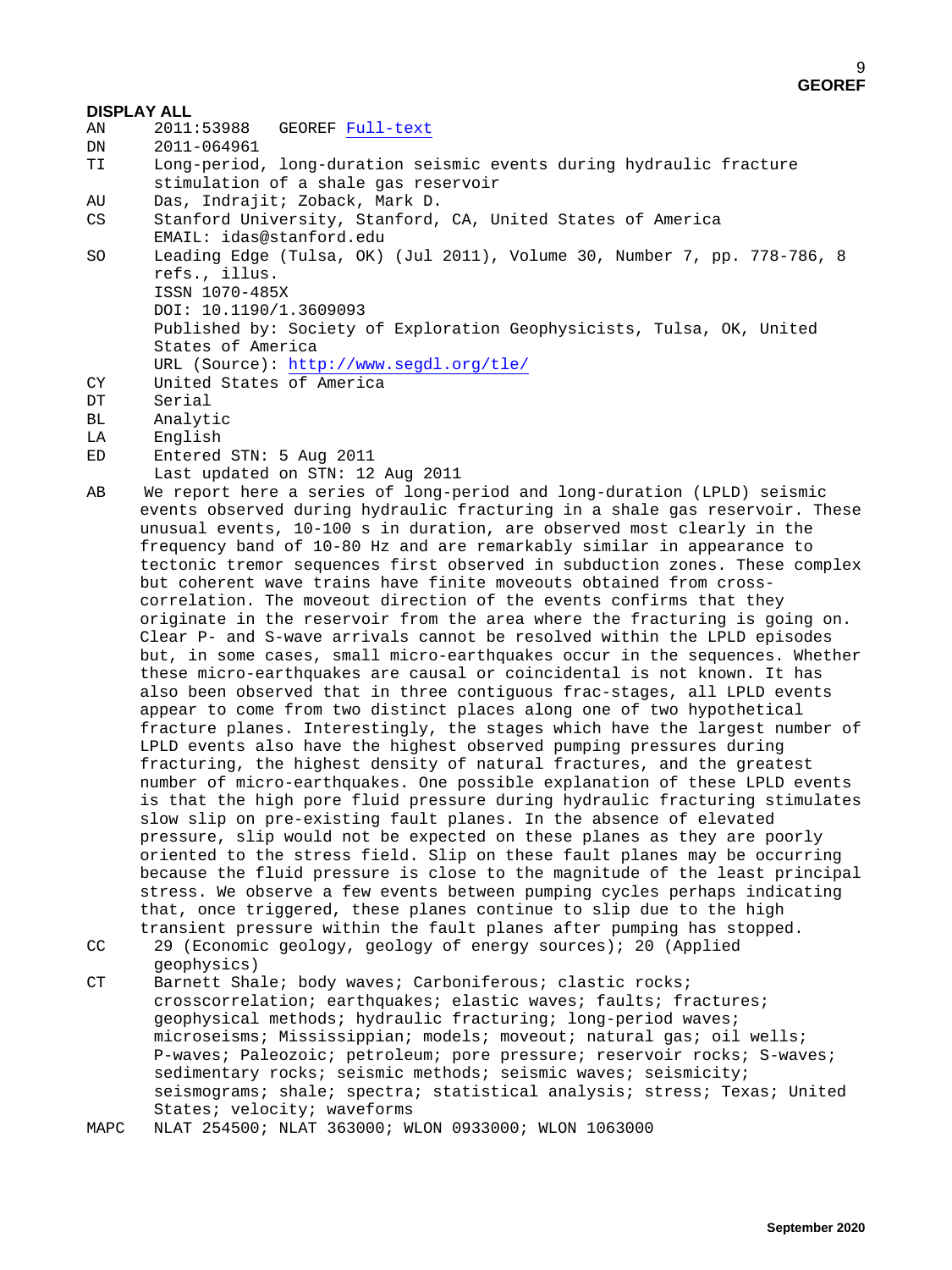**DISPLAY ALL**

AN 2011:53988 GEOREF [Full-text]

DN 2011-064961

TI Long-period, long-duration seismic events during hydraulic fracture stimulation of a shale gas reservoir

AU Das, Indrajit; Zoback, Mark D.

CS Stanford University, Stanford, CA, United States of America
EMAIL: idas@stanford.edu

SO Leading Edge (Tulsa, OK) (Jul 2011), Volume 30, Number 7, pp. 778-786, 8 refs., illus.
ISSN 1070-485X
DOI: 10.1190/1.3609093
Published by: Society of Exploration Geophysicists, Tulsa, OK, United States of America
URL (Source): http://www.segdl.org/tle/

CY United States of America

DT Serial

BL Analytic

LA English

ED Entered STN: 5 Aug 2011
Last updated on STN: 12 Aug 2011

AB We report here a series of long-period and long-duration (LPLD) seismic events observed during hydraulic fracturing in a shale gas reservoir. These unusual events, 10-100 s in duration, are observed most clearly in the frequency band of 10-80 Hz and are remarkably similar in appearance to tectonic tremor sequences first observed in subduction zones. These complex but coherent wave trains have finite moveouts obtained from cross-correlation. The moveout direction of the events confirms that they originate in the reservoir from the area where the fracturing is going on. Clear P- and S-wave arrivals cannot be resolved within the LPLD episodes but, in some cases, small micro-earthquakes occur in the sequences. Whether these micro-earthquakes are causal or coincidental is not known. It has also been observed that in three contiguous frac-stages, all LPLD events appear to come from two distinct places along one of two hypothetical fracture planes. Interestingly, the stages which have the largest number of LPLD events also have the highest observed pumping pressures during fracturing, the highest density of natural fractures, and the greatest number of micro-earthquakes. One possible explanation of these LPLD events is that the high pore fluid pressure during hydraulic fracturing stimulates slow slip on pre-existing fault planes. In the absence of elevated pressure, slip would not be expected on these planes as they are poorly oriented to the stress field. Slip on these fault planes may be occurring because the fluid pressure is close to the magnitude of the least principal stress. We observe a few events between pumping cycles perhaps indicating that, once triggered, these planes continue to slip due to the high transient pressure within the fault planes after pumping has stopped.

CC 29 (Economic geology, geology of energy sources); 20 (Applied geophysics)

CT Barnett Shale; body waves; Carboniferous; clastic rocks; crosscorrelation; earthquakes; elastic waves; faults; fractures; geophysical methods; hydraulic fracturing; long-period waves; microseisms; Mississippian; models; moveout; natural gas; oil wells; P-waves; Paleozoic; petroleum; pore pressure; reservoir rocks; S-waves; sedimentary rocks; seismic methods; seismic waves; seismicity; seismograms; shale; spectra; statistical analysis; stress; Texas; United States; velocity; waveforms

MAPC NLAT 254500; NLAT 363000; WLON 0933000; WLON 1063000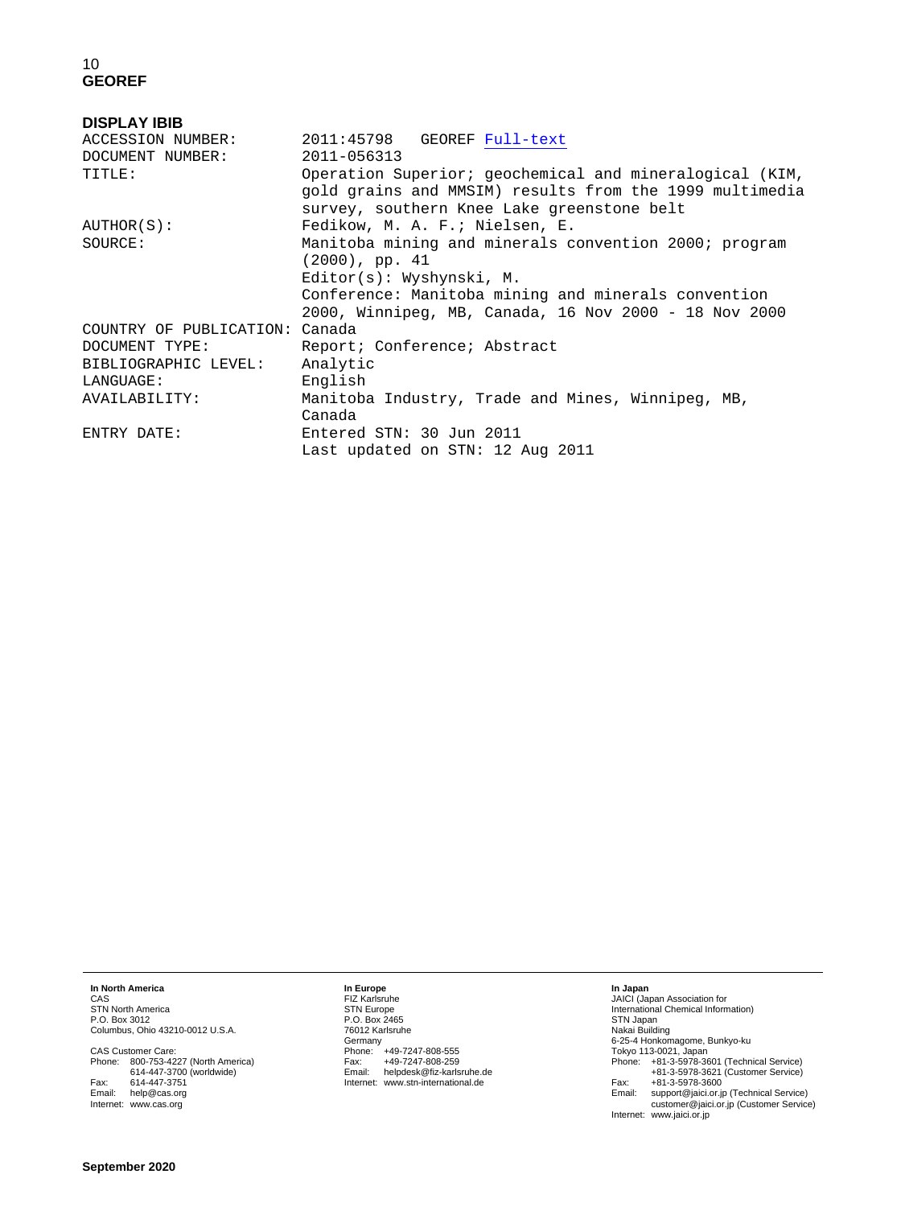10
**GEOREF**

**DISPLAY IBIB**

| | |
|---|---|
| ACCESSION NUMBER: | 2011:45798 GEOREF [Full-text] |
| DOCUMENT NUMBER: | 2011-056313 |
| TITLE: | Operation Superior; geochemical and mineralogical (KIM, gold grains and MMSIM) results from the 1999 multimedia survey, southern Knee Lake greenstone belt |
| AUTHOR(S): | Fedikow, M. A. F.; Nielsen, E. |
| SOURCE: | Manitoba mining and minerals convention 2000; program (2000), pp. 41<br>Editor(s): Wyshynski, M.<br>Conference: Manitoba mining and minerals convention 2000, Winnipeg, MB, Canada, 16 Nov 2000 - 18 Nov 2000 |
| COUNTRY OF PUBLICATION: | Canada |
| DOCUMENT TYPE: | Report; Conference; Abstract |
| BIBLIOGRAPHIC LEVEL: | Analytic |
| LANGUAGE: | English |
| AVAILABILITY: | Manitoba Industry, Trade and Mines, Winnipeg, MB, Canada |
| ENTRY DATE: | Entered STN: 30 Jun 2011<br>Last updated on STN: 12 Aug 2011 |

---

**In North America**
CAS
STN North America
P.O. Box 3012
Columbus, Ohio 43210-0012 U.S.A.

CAS Customer Care:
Phone: 800-753-4227 (North America)
614-447-3700 (worldwide)
Fax: 614-447-3751
Email: help@cas.org
Internet: www.cas.org

**In Europe**
FIZ Karlsruhe
STN Europe
P.O. Box 2465
76012 Karlsruhe
Germany
Phone: +49-7247-808-555
Fax: +49-7247-808-259
Email: helpdesk@fiz-karlsruhe.de
Internet: www.stn-international.de

**In Japan**
JAICI (Japan Association for International Chemical Information)
STN Japan
Nakai Building
6-25-4 Honkomagome, Bunkyo-ku
Tokyo 113-0021, Japan
Phone: +81-3-5978-3601 (Technical Service)
+81-3-5978-3621 (Customer Service)
Fax: +81-3-5978-3600
Email: support@jaici.or.jp (Technical Service)
customer@jaici.or.jp (Customer Service)
Internet: www.jaici.or.jp

**September 2020**